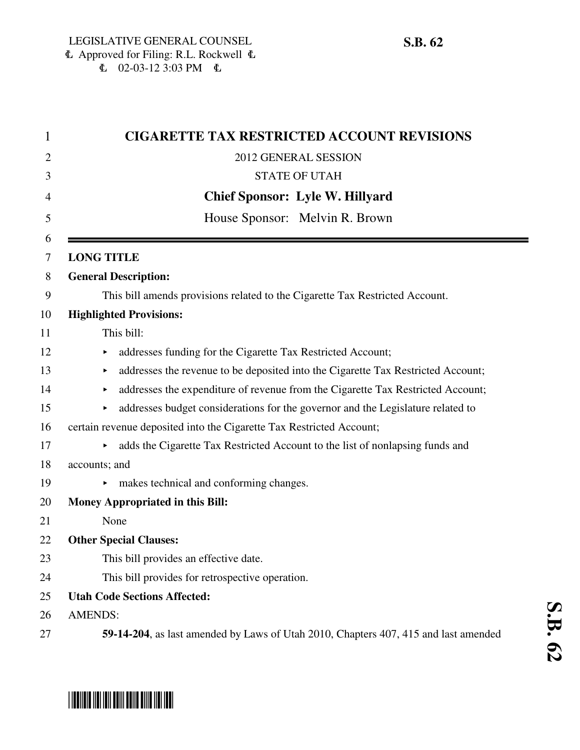LEGISLATIVE GENERAL COUNSEL
Ɫ Approved for Filing: R.L. Rockwell Ɫ
Ɫ 02-03-12 3:03 PM Ɫ

**S.B. 62**

# CIGARETTE TAX RESTRICTED ACCOUNT REVISIONS

2012 GENERAL SESSION

STATE OF UTAH

**Chief Sponsor: Lyle W. Hillyard**

House Sponsor: Melvin R. Brown

---

**LONG TITLE**

**General Description:**

This bill amends provisions related to the Cigarette Tax Restricted Account.

**Highlighted Provisions:**

This bill:

- addresses funding for the Cigarette Tax Restricted Account;
- addresses the revenue to be deposited into the Cigarette Tax Restricted Account;
- addresses the expenditure of revenue from the Cigarette Tax Restricted Account;
- addresses budget considerations for the governor and the Legislature related to certain revenue deposited into the Cigarette Tax Restricted Account;
- adds the Cigarette Tax Restricted Account to the list of nonlapsing funds and accounts; and
- makes technical and conforming changes.

**Money Appropriated in this Bill:**

None

**Other Special Clauses:**

This bill provides an effective date.

This bill provides for retrospective operation.

**Utah Code Sections Affected:**

AMENDS:

**59-14-204**, as last amended by Laws of Utah 2010, Chapters 407, 415 and last amended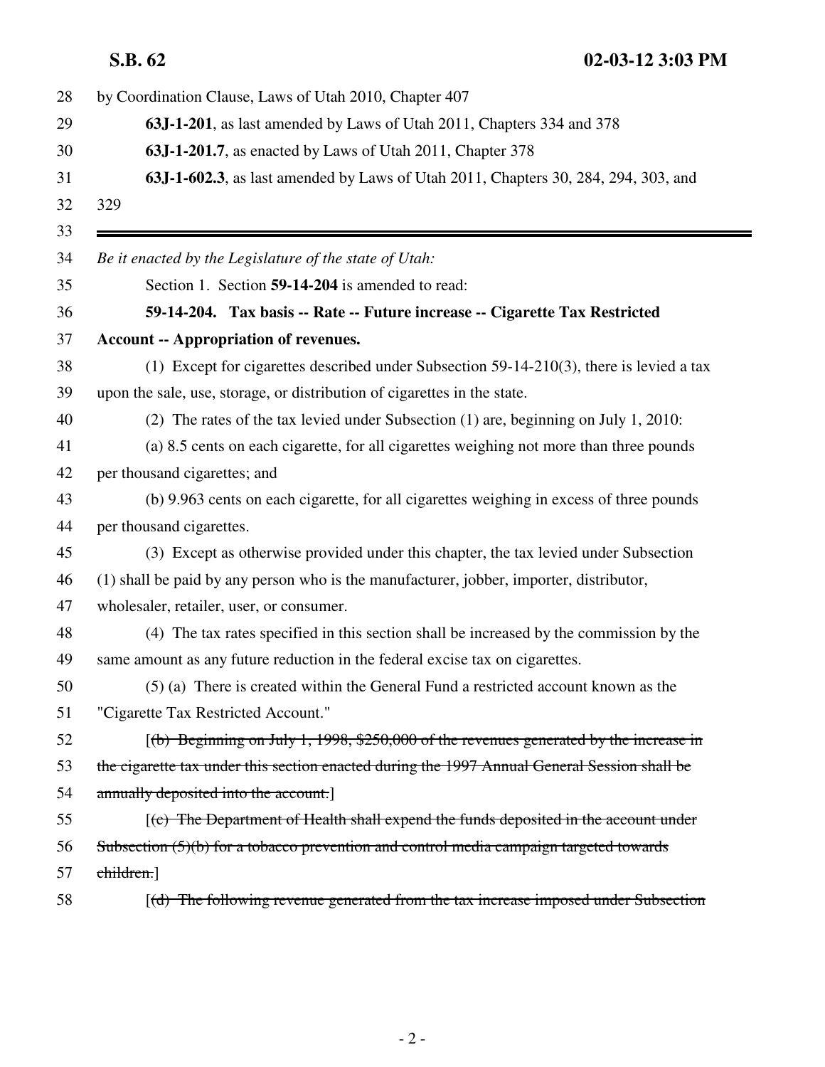by Coordination Clause, Laws of Utah 2010, Chapter 407

**63J-1-201**, as last amended by Laws of Utah 2011, Chapters 334 and 378

**63J-1-201.7**, as enacted by Laws of Utah 2011, Chapter 378

**63J-1-602.3**, as last amended by Laws of Utah 2011, Chapters 30, 284, 294, 303, and 329

---

*Be it enacted by the Legislature of the state of Utah:*

Section 1. Section **59-14-204** is amended to read:

**59-14-204. Tax basis -- Rate -- Future increase -- Cigarette Tax Restricted Account -- Appropriation of revenues.**

(1) Except for cigarettes described under Subsection 59-14-210(3), there is levied a tax upon the sale, use, storage, or distribution of cigarettes in the state.

(2) The rates of the tax levied under Subsection (1) are, beginning on July 1, 2010:

(a) 8.5 cents on each cigarette, for all cigarettes weighing not more than three pounds per thousand cigarettes; and

(b) 9.963 cents on each cigarette, for all cigarettes weighing in excess of three pounds per thousand cigarettes.

(3) Except as otherwise provided under this chapter, the tax levied under Subsection (1) shall be paid by any person who is the manufacturer, jobber, importer, distributor, wholesaler, retailer, user, or consumer.

(4) The tax rates specified in this section shall be increased by the commission by the same amount as any future reduction in the federal excise tax on cigarettes.

(5) (a) There is created within the General Fund a restricted account known as the "Cigarette Tax Restricted Account."

[~~(b) Beginning on July 1, 1998, $250,000 of the revenues generated by the increase in the cigarette tax under this section enacted during the 1997 Annual General Session shall be annually deposited into the account.~~]

[~~(c) The Department of Health shall expend the funds deposited in the account under Subsection (5)(b) for a tobacco prevention and control media campaign targeted towards children.~~]

[~~(d) The following revenue generated from the tax increase imposed under Subsection~~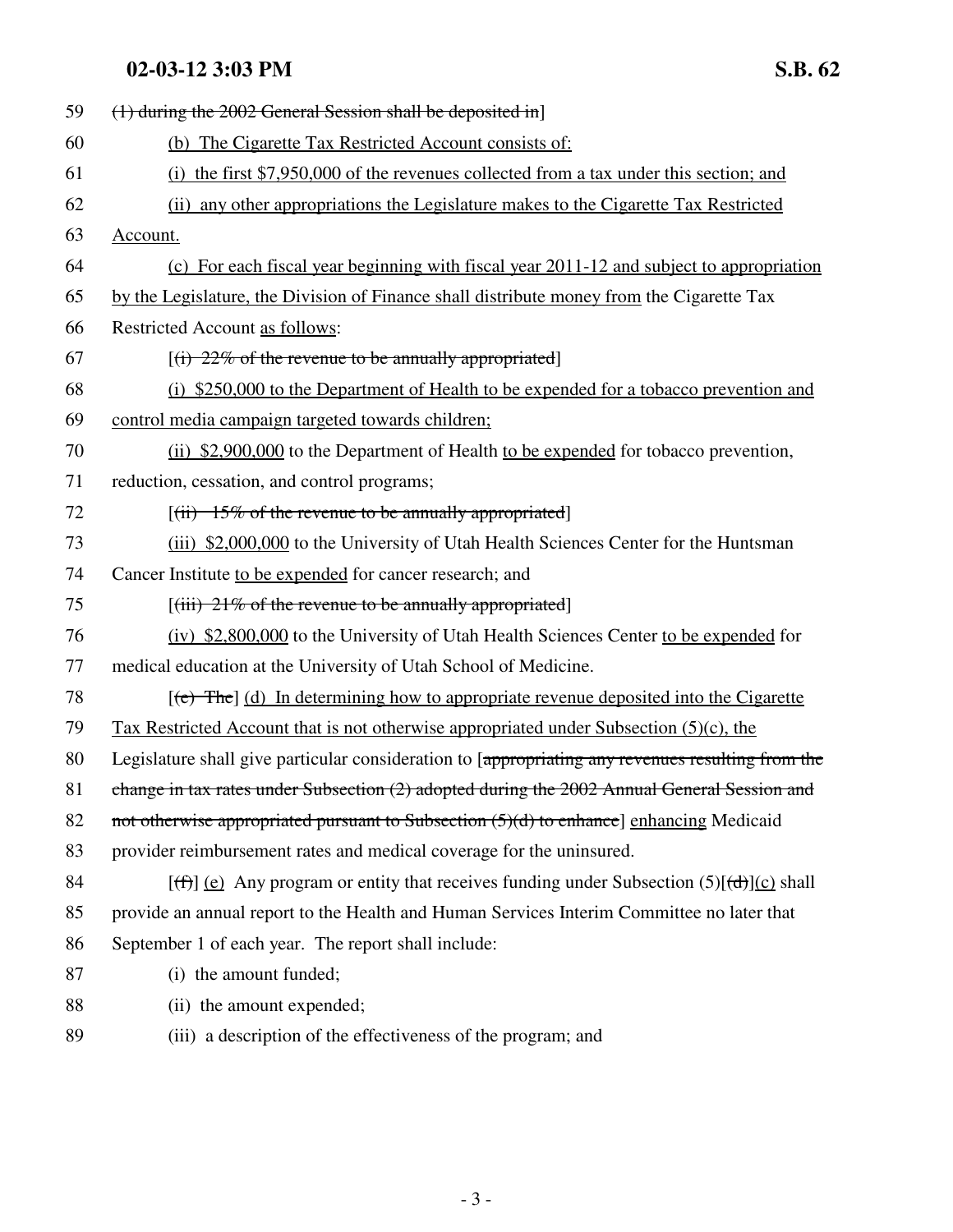59 ~~(1) during the 2002 General Session shall be deposited in~~]

60 (b) The Cigarette Tax Restricted Account consists of:

61 (i) the first $7,950,000 of the revenues collected from a tax under this section; and

62 (ii) any other appropriations the Legislature makes to the Cigarette Tax Restricted

63 Account.

64 (c) For each fiscal year beginning with fiscal year 2011-12 and subject to appropriation

65 by the Legislature, the Division of Finance shall distribute money from the Cigarette Tax

66 Restricted Account as follows:

67 [~~(i) 22% of the revenue to be annually appropriated~~]

68 (i) $250,000 to the Department of Health to be expended for a tobacco prevention and

69 control media campaign targeted towards children;

70 (ii) $2,900,000 to the Department of Health to be expended for tobacco prevention,

71 reduction, cessation, and control programs;

72 [~~(ii) 15% of the revenue to be annually appropriated~~]

73 (iii) $2,000,000 to the University of Utah Health Sciences Center for the Huntsman

74 Cancer Institute to be expended for cancer research; and

75 [~~(iii) 21% of the revenue to be annually appropriated~~]

76 (iv) $2,800,000 to the University of Utah Health Sciences Center to be expended for

77 medical education at the University of Utah School of Medicine.

78 [~~(c) The~~] (d) In determining how to appropriate revenue deposited into the Cigarette

79 Tax Restricted Account that is not otherwise appropriated under Subsection (5)(c), the

80 Legislature shall give particular consideration to [~~appropriating any revenues resulting from the~~

81 ~~change in tax rates under Subsection (2) adopted during the 2002 Annual General Session and~~

82 ~~not otherwise appropriated pursuant to Subsection (5)(d) to enhance~~] enhancing Medicaid

83 provider reimbursement rates and medical coverage for the uninsured.

84 [~~(f)~~] (e) Any program or entity that receives funding under Subsection (5)[~~(d)~~](c) shall

85 provide an annual report to the Health and Human Services Interim Committee no later that

86 September 1 of each year. The report shall include:

87 (i) the amount funded;

88 (ii) the amount expended;

89 (iii) a description of the effectiveness of the program; and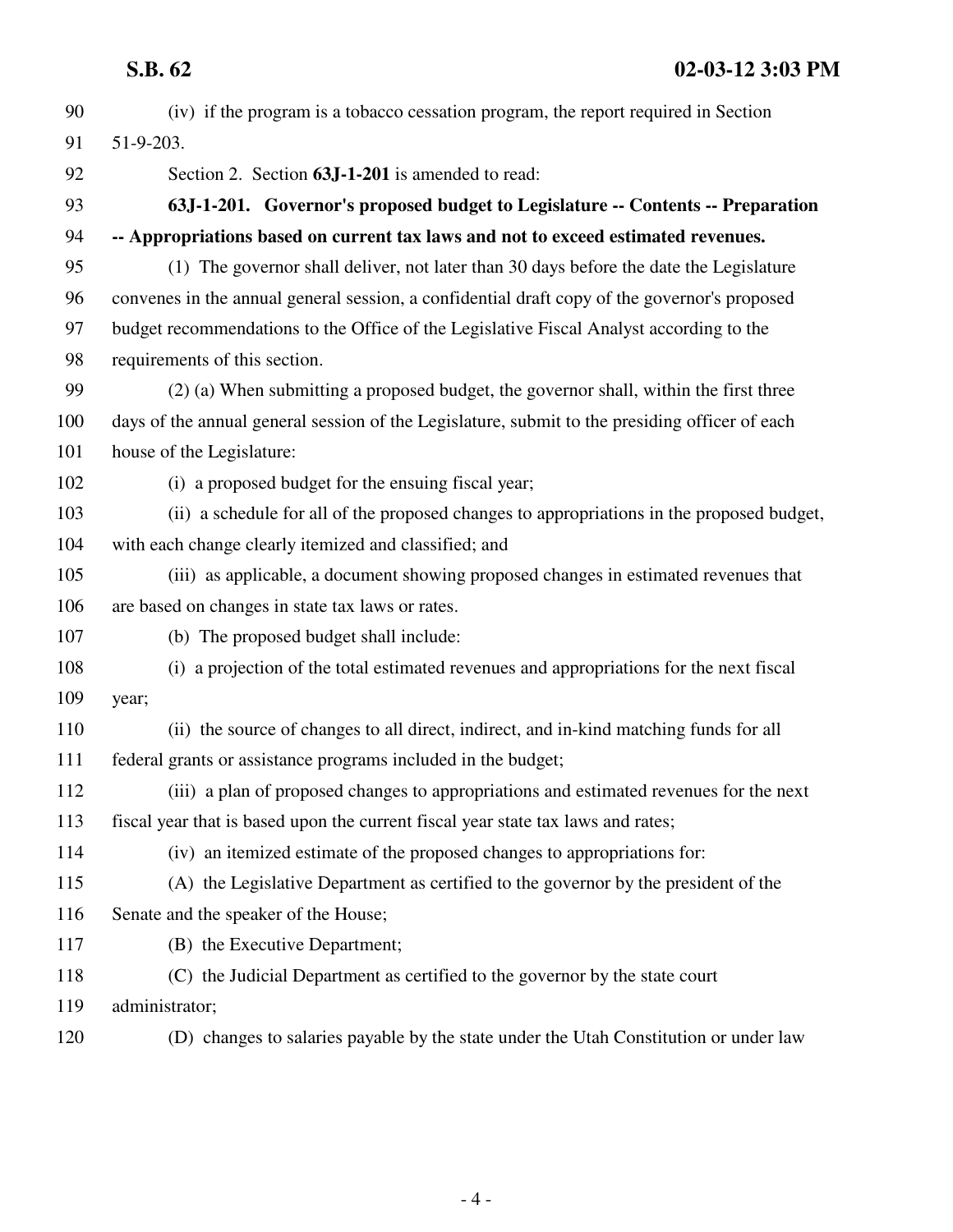(iv) if the program is a tobacco cessation program, the report required in Section 51-9-203.

Section 2. Section **63J-1-201** is amended to read:

**63J-1-201. Governor's proposed budget to Legislature -- Contents -- Preparation -- Appropriations based on current tax laws and not to exceed estimated revenues.**

(1) The governor shall deliver, not later than 30 days before the date the Legislature convenes in the annual general session, a confidential draft copy of the governor's proposed budget recommendations to the Office of the Legislative Fiscal Analyst according to the requirements of this section.

(2) (a) When submitting a proposed budget, the governor shall, within the first three days of the annual general session of the Legislature, submit to the presiding officer of each house of the Legislature:

(i) a proposed budget for the ensuing fiscal year;

(ii) a schedule for all of the proposed changes to appropriations in the proposed budget, with each change clearly itemized and classified; and

(iii) as applicable, a document showing proposed changes in estimated revenues that are based on changes in state tax laws or rates.

(b) The proposed budget shall include:

(i) a projection of the total estimated revenues and appropriations for the next fiscal year;

(ii) the source of changes to all direct, indirect, and in-kind matching funds for all federal grants or assistance programs included in the budget;

(iii) a plan of proposed changes to appropriations and estimated revenues for the next fiscal year that is based upon the current fiscal year state tax laws and rates;

(iv) an itemized estimate of the proposed changes to appropriations for:

(A) the Legislative Department as certified to the governor by the president of the Senate and the speaker of the House;

(B) the Executive Department;

(C) the Judicial Department as certified to the governor by the state court administrator;

(D) changes to salaries payable by the state under the Utah Constitution or under law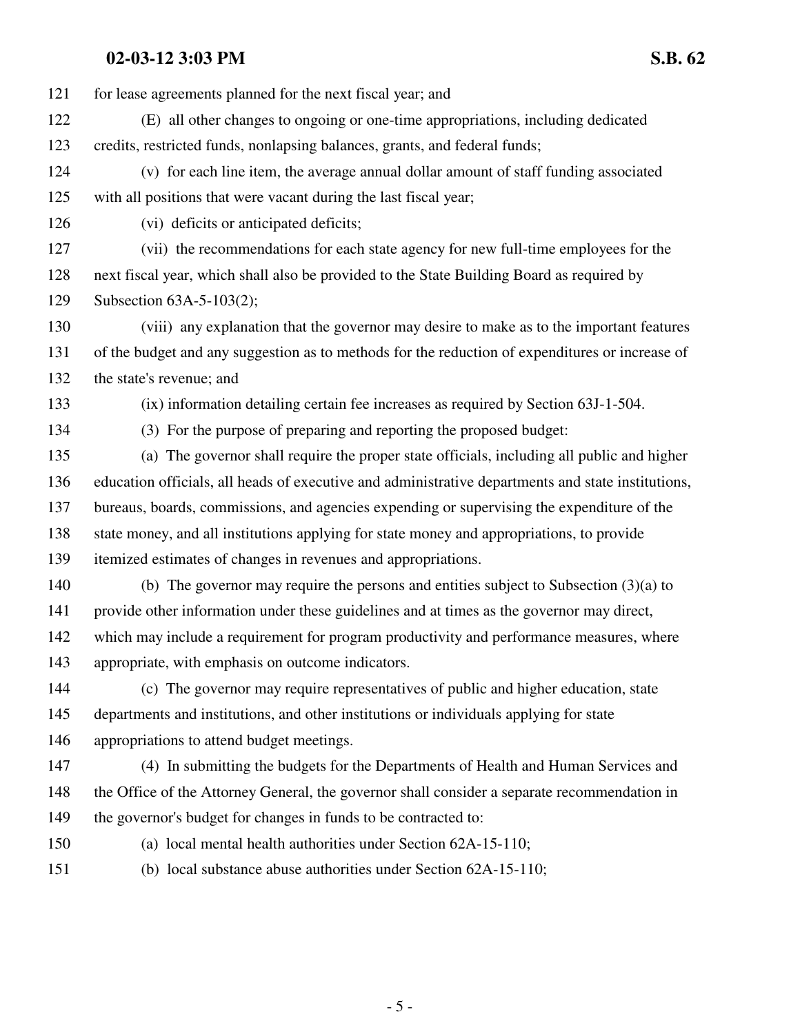for lease agreements planned for the next fiscal year; and

(E) all other changes to ongoing or one-time appropriations, including dedicated credits, restricted funds, nonlapsing balances, grants, and federal funds;

(v) for each line item, the average annual dollar amount of staff funding associated with all positions that were vacant during the last fiscal year;

(vi) deficits or anticipated deficits;

(vii) the recommendations for each state agency for new full-time employees for the next fiscal year, which shall also be provided to the State Building Board as required by Subsection 63A-5-103(2);

(viii) any explanation that the governor may desire to make as to the important features of the budget and any suggestion as to methods for the reduction of expenditures or increase of the state's revenue; and

(ix) information detailing certain fee increases as required by Section 63J-1-504.

(3) For the purpose of preparing and reporting the proposed budget:

(a) The governor shall require the proper state officials, including all public and higher education officials, all heads of executive and administrative departments and state institutions, bureaus, boards, commissions, and agencies expending or supervising the expenditure of the state money, and all institutions applying for state money and appropriations, to provide itemized estimates of changes in revenues and appropriations.

(b) The governor may require the persons and entities subject to Subsection (3)(a) to provide other information under these guidelines and at times as the governor may direct, which may include a requirement for program productivity and performance measures, where appropriate, with emphasis on outcome indicators.

(c) The governor may require representatives of public and higher education, state departments and institutions, and other institutions or individuals applying for state appropriations to attend budget meetings.

(4) In submitting the budgets for the Departments of Health and Human Services and the Office of the Attorney General, the governor shall consider a separate recommendation in the governor's budget for changes in funds to be contracted to:

(a) local mental health authorities under Section 62A-15-110;

(b) local substance abuse authorities under Section 62A-15-110;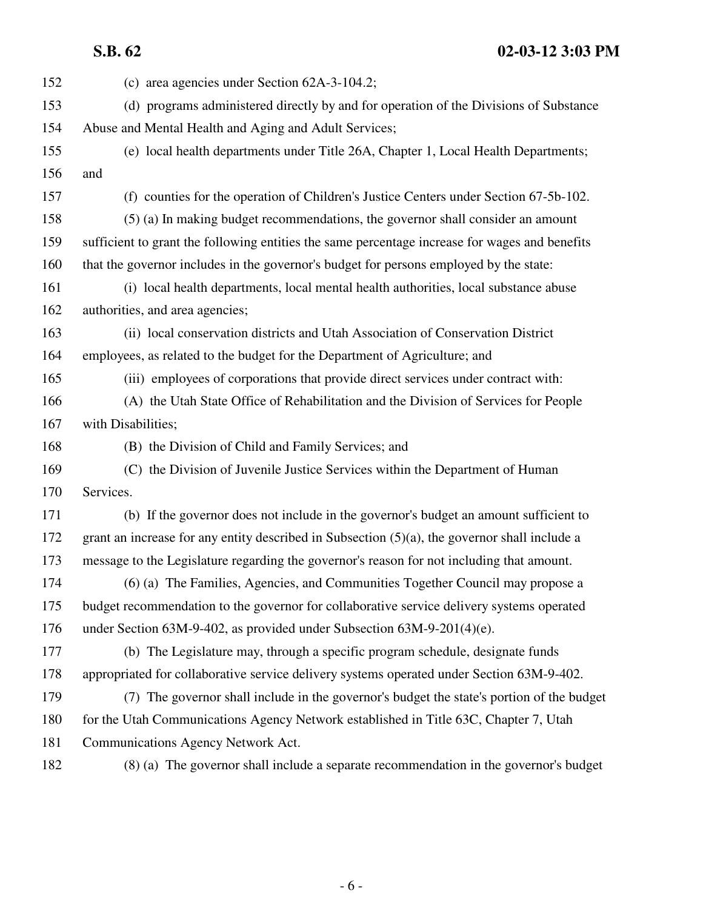(c) area agencies under Section 62A-3-104.2;

(d) programs administered directly by and for operation of the Divisions of Substance Abuse and Mental Health and Aging and Adult Services;

(e) local health departments under Title 26A, Chapter 1, Local Health Departments; and

(f) counties for the operation of Children's Justice Centers under Section 67-5b-102.

(5) (a) In making budget recommendations, the governor shall consider an amount sufficient to grant the following entities the same percentage increase for wages and benefits that the governor includes in the governor's budget for persons employed by the state:

(i) local health departments, local mental health authorities, local substance abuse authorities, and area agencies;

(ii) local conservation districts and Utah Association of Conservation District employees, as related to the budget for the Department of Agriculture; and

(iii) employees of corporations that provide direct services under contract with:

(A) the Utah State Office of Rehabilitation and the Division of Services for People with Disabilities;

(B) the Division of Child and Family Services; and

(C) the Division of Juvenile Justice Services within the Department of Human Services.

(b) If the governor does not include in the governor's budget an amount sufficient to grant an increase for any entity described in Subsection (5)(a), the governor shall include a message to the Legislature regarding the governor's reason for not including that amount.

(6) (a) The Families, Agencies, and Communities Together Council may propose a budget recommendation to the governor for collaborative service delivery systems operated under Section 63M-9-402, as provided under Subsection 63M-9-201(4)(e).

(b) The Legislature may, through a specific program schedule, designate funds appropriated for collaborative service delivery systems operated under Section 63M-9-402.

(7) The governor shall include in the governor's budget the state's portion of the budget for the Utah Communications Agency Network established in Title 63C, Chapter 7, Utah Communications Agency Network Act.

(8) (a) The governor shall include a separate recommendation in the governor's budget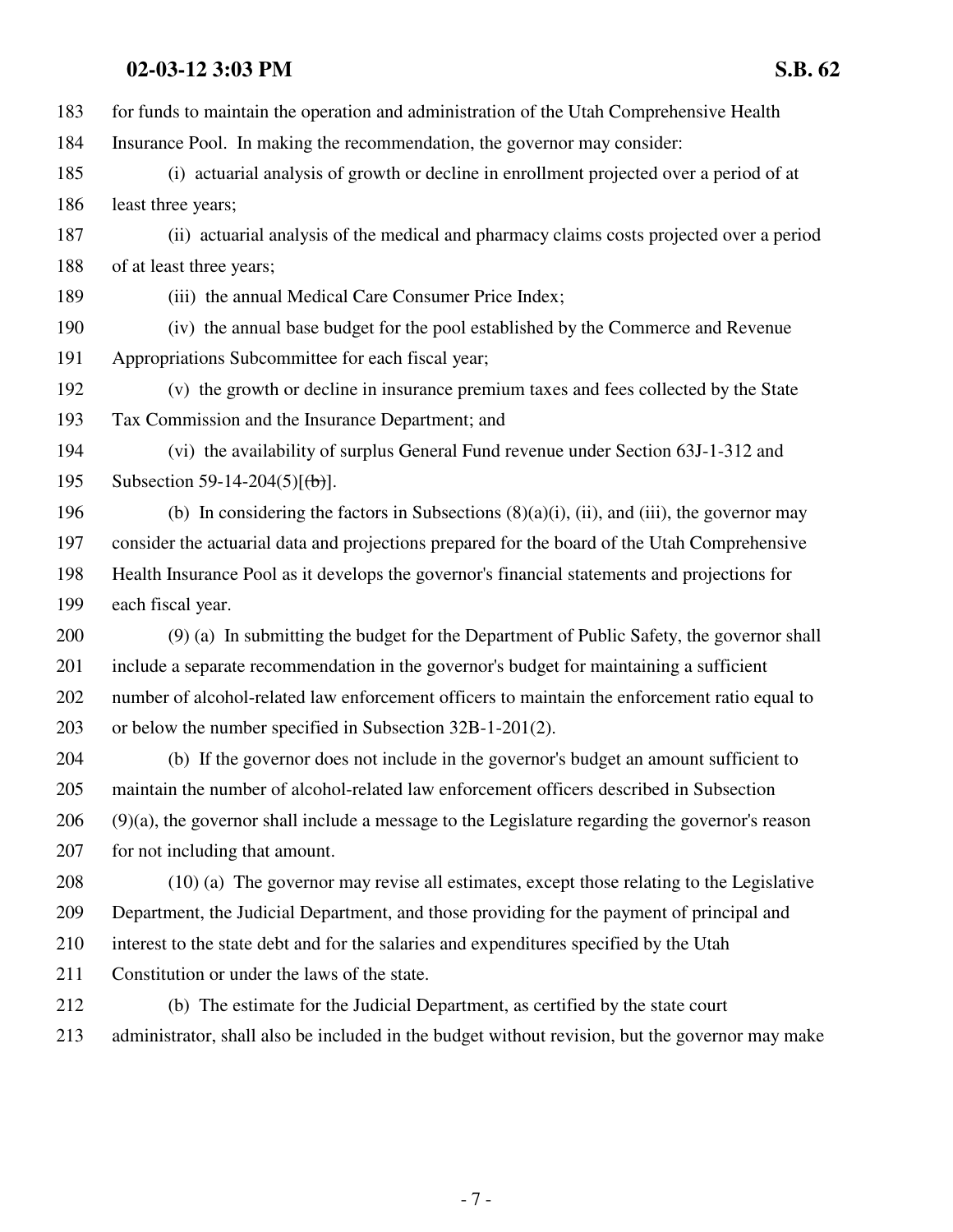for funds to maintain the operation and administration of the Utah Comprehensive Health Insurance Pool. In making the recommendation, the governor may consider:

(i) actuarial analysis of growth or decline in enrollment projected over a period of at least three years;

(ii) actuarial analysis of the medical and pharmacy claims costs projected over a period of at least three years;

(iii) the annual Medical Care Consumer Price Index;

(iv) the annual base budget for the pool established by the Commerce and Revenue Appropriations Subcommittee for each fiscal year;

(v) the growth or decline in insurance premium taxes and fees collected by the State Tax Commission and the Insurance Department; and

(vi) the availability of surplus General Fund revenue under Section 63J-1-312 and Subsection 59-14-204(5)[~~(b)~~].

(b) In considering the factors in Subsections (8)(a)(i), (ii), and (iii), the governor may consider the actuarial data and projections prepared for the board of the Utah Comprehensive Health Insurance Pool as it develops the governor's financial statements and projections for each fiscal year.

(9) (a) In submitting the budget for the Department of Public Safety, the governor shall include a separate recommendation in the governor's budget for maintaining a sufficient number of alcohol-related law enforcement officers to maintain the enforcement ratio equal to or below the number specified in Subsection 32B-1-201(2).

(b) If the governor does not include in the governor's budget an amount sufficient to maintain the number of alcohol-related law enforcement officers described in Subsection (9)(a), the governor shall include a message to the Legislature regarding the governor's reason for not including that amount.

(10) (a) The governor may revise all estimates, except those relating to the Legislative Department, the Judicial Department, and those providing for the payment of principal and interest to the state debt and for the salaries and expenditures specified by the Utah Constitution or under the laws of the state.

(b) The estimate for the Judicial Department, as certified by the state court administrator, shall also be included in the budget without revision, but the governor may make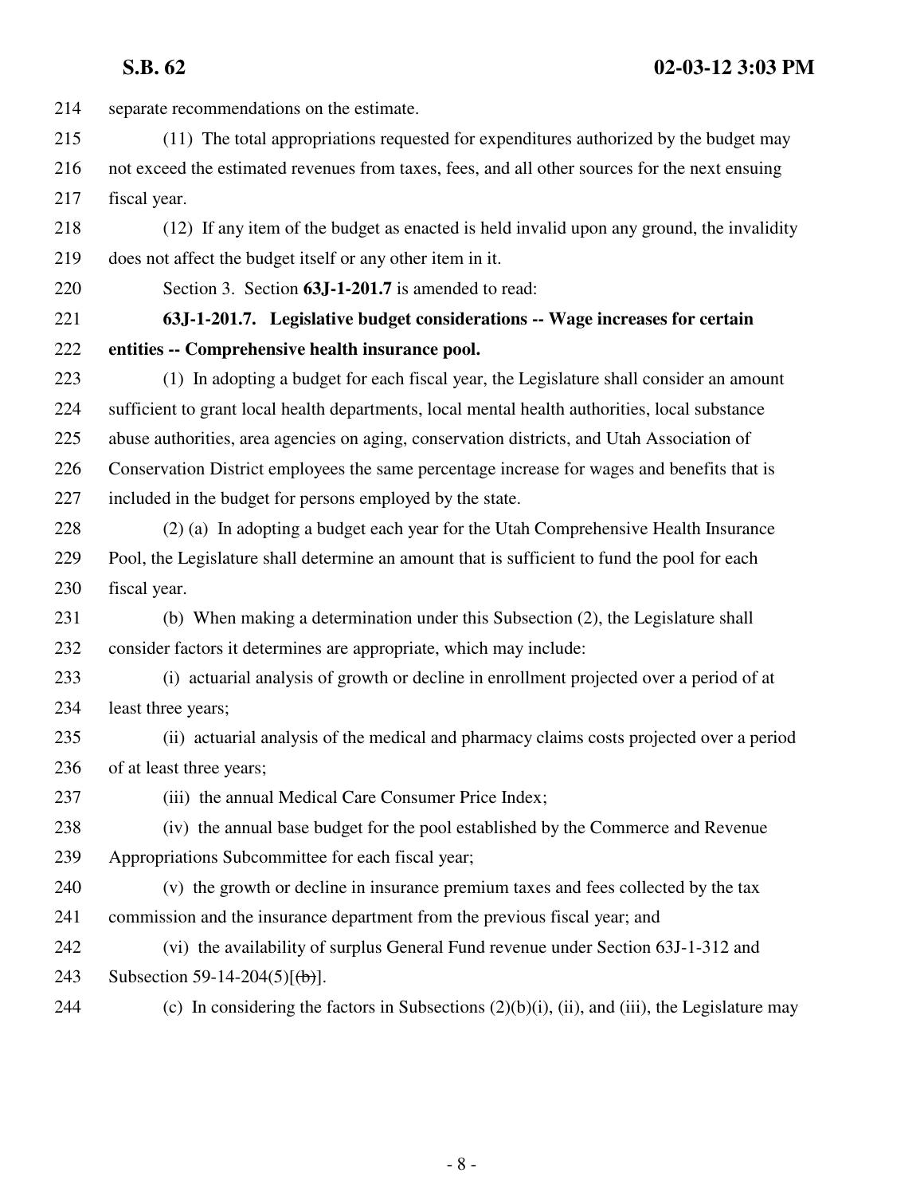separate recommendations on the estimate.

(11) The total appropriations requested for expenditures authorized by the budget may not exceed the estimated revenues from taxes, fees, and all other sources for the next ensuing fiscal year.

(12) If any item of the budget as enacted is held invalid upon any ground, the invalidity does not affect the budget itself or any other item in it.

Section 3. Section **63J-1-201.7** is amended to read:

**63J-1-201.7. Legislative budget considerations -- Wage increases for certain entities -- Comprehensive health insurance pool.**

(1) In adopting a budget for each fiscal year, the Legislature shall consider an amount sufficient to grant local health departments, local mental health authorities, local substance abuse authorities, area agencies on aging, conservation districts, and Utah Association of Conservation District employees the same percentage increase for wages and benefits that is included in the budget for persons employed by the state.

(2) (a) In adopting a budget each year for the Utah Comprehensive Health Insurance Pool, the Legislature shall determine an amount that is sufficient to fund the pool for each fiscal year.

(b) When making a determination under this Subsection (2), the Legislature shall consider factors it determines are appropriate, which may include:

(i) actuarial analysis of growth or decline in enrollment projected over a period of at least three years;

(ii) actuarial analysis of the medical and pharmacy claims costs projected over a period of at least three years;

(iii) the annual Medical Care Consumer Price Index;

(iv) the annual base budget for the pool established by the Commerce and Revenue Appropriations Subcommittee for each fiscal year;

(v) the growth or decline in insurance premium taxes and fees collected by the tax commission and the insurance department from the previous fiscal year; and

(vi) the availability of surplus General Fund revenue under Section 63J-1-312 and Subsection 59-14-204(5)[~~(b)~~].

(c) In considering the factors in Subsections (2)(b)(i), (ii), and (iii), the Legislature may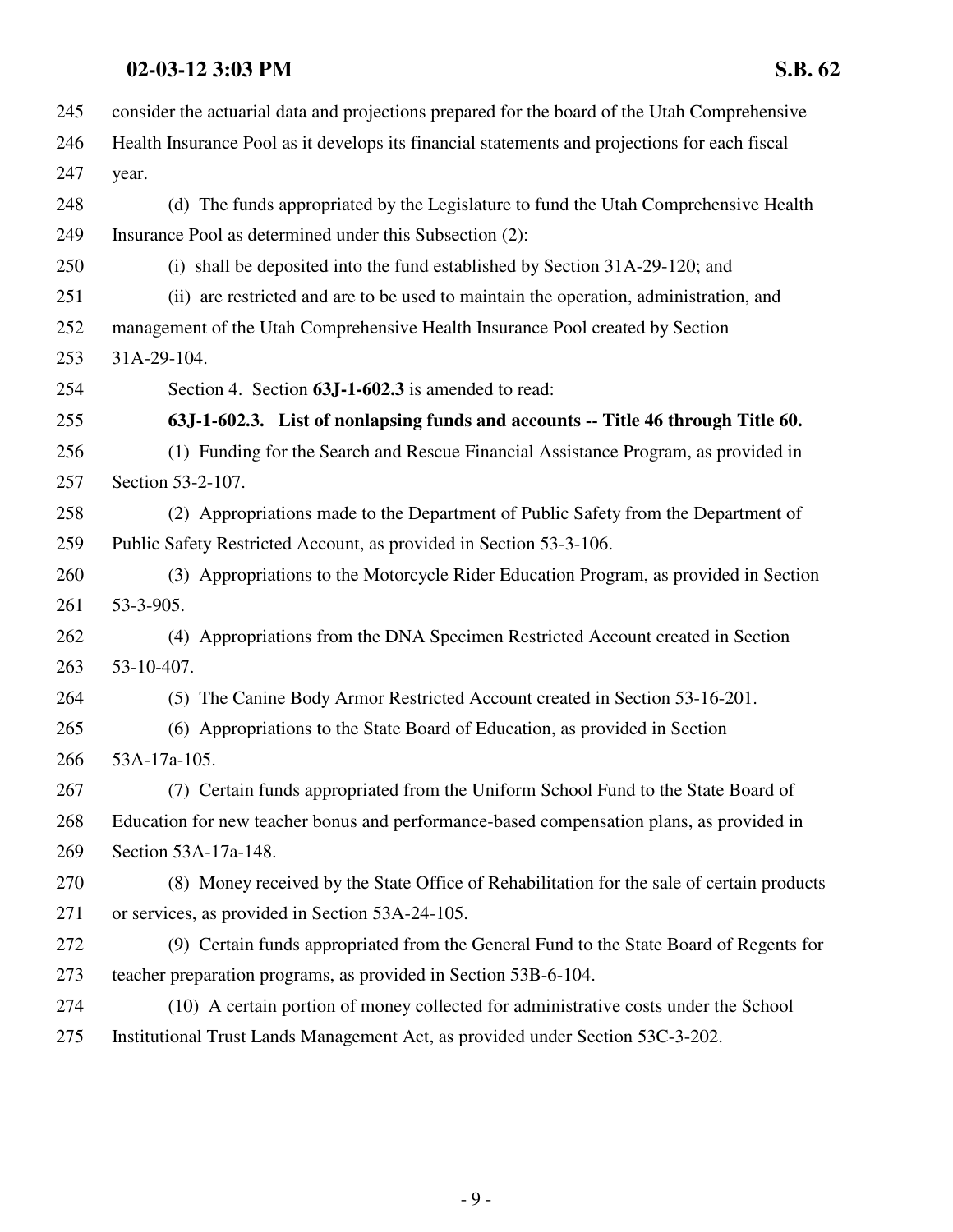consider the actuarial data and projections prepared for the board of the Utah Comprehensive Health Insurance Pool as it develops its financial statements and projections for each fiscal year.

(d) The funds appropriated by the Legislature to fund the Utah Comprehensive Health Insurance Pool as determined under this Subsection (2):

(i) shall be deposited into the fund established by Section 31A-29-120; and

(ii) are restricted and are to be used to maintain the operation, administration, and management of the Utah Comprehensive Health Insurance Pool created by Section 31A-29-104.

Section 4. Section **63J-1-602.3** is amended to read:

**63J-1-602.3. List of nonlapsing funds and accounts -- Title 46 through Title 60.**

(1) Funding for the Search and Rescue Financial Assistance Program, as provided in Section 53-2-107.

(2) Appropriations made to the Department of Public Safety from the Department of Public Safety Restricted Account, as provided in Section 53-3-106.

(3) Appropriations to the Motorcycle Rider Education Program, as provided in Section 53-3-905.

(4) Appropriations from the DNA Specimen Restricted Account created in Section 53-10-407.

(5) The Canine Body Armor Restricted Account created in Section 53-16-201.

(6) Appropriations to the State Board of Education, as provided in Section 53A-17a-105.

(7) Certain funds appropriated from the Uniform School Fund to the State Board of Education for new teacher bonus and performance-based compensation plans, as provided in Section 53A-17a-148.

(8) Money received by the State Office of Rehabilitation for the sale of certain products or services, as provided in Section 53A-24-105.

(9) Certain funds appropriated from the General Fund to the State Board of Regents for teacher preparation programs, as provided in Section 53B-6-104.

(10) A certain portion of money collected for administrative costs under the School Institutional Trust Lands Management Act, as provided under Section 53C-3-202.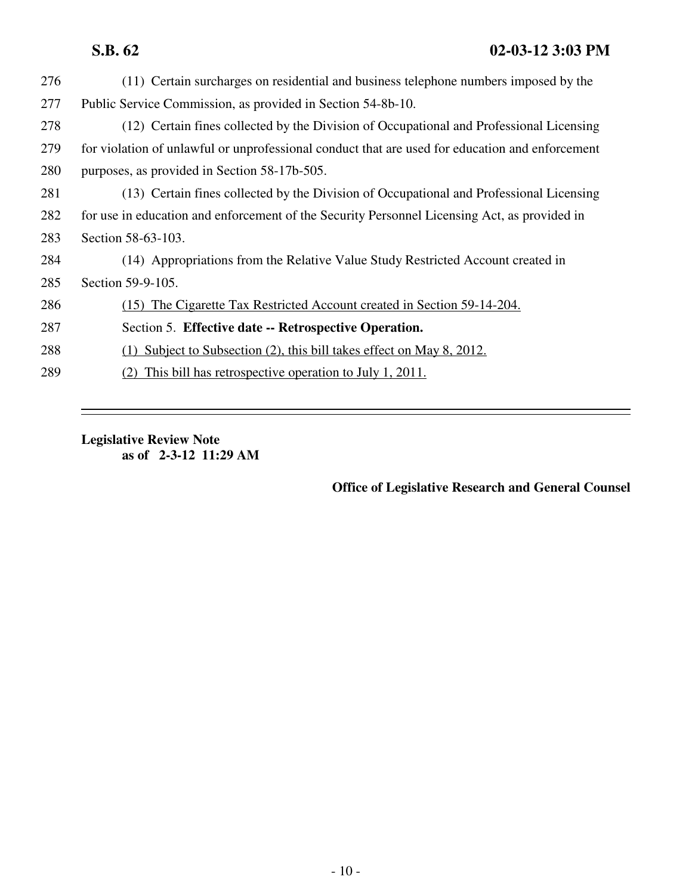(11) Certain surcharges on residential and business telephone numbers imposed by the Public Service Commission, as provided in Section 54-8b-10.

(12) Certain fines collected by the Division of Occupational and Professional Licensing for violation of unlawful or unprofessional conduct that are used for education and enforcement purposes, as provided in Section 58-17b-505.

(13) Certain fines collected by the Division of Occupational and Professional Licensing for use in education and enforcement of the Security Personnel Licensing Act, as provided in Section 58-63-103.

(14) Appropriations from the Relative Value Study Restricted Account created in Section 59-9-105.

<u>(15) The Cigarette Tax Restricted Account created in Section 59-14-204.</u>

Section 5. **Effective date -- Retrospective Operation.**

<u>(1) Subject to Subsection (2), this bill takes effect on May 8, 2012.</u>

<u>(2) This bill has retrospective operation to July 1, 2011.</u>

---

**Legislative Review Note**
**as of 2-3-12 11:29 AM**

**Office of Legislative Research and General Counsel**